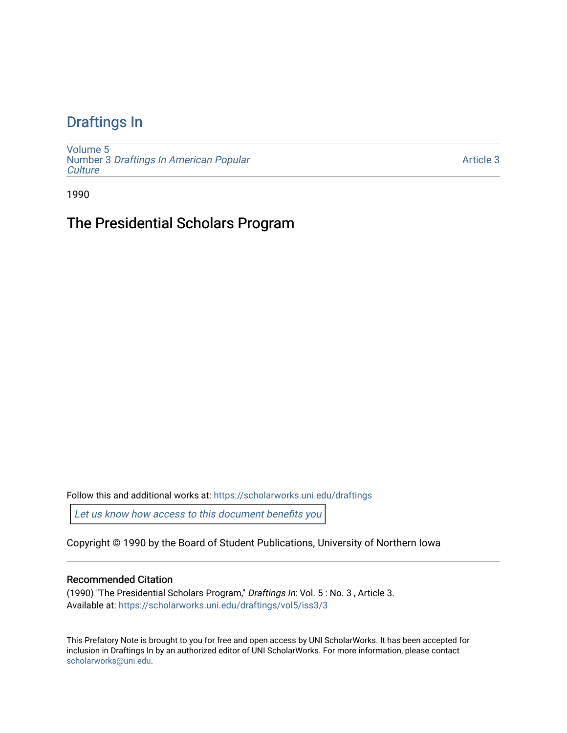# Draftings In

Volume 5
Number 3 *Draftings In American Popular Culture*

Article 3

1990

## The Presidential Scholars Program

Follow this and additional works at: https://scholarworks.uni.edu/draftings

*Let us know how access to this document benefits you*

Copyright © 1990 by the Board of Student Publications, University of Northern Iowa

### Recommended Citation

(1990) "The Presidential Scholars Program," *Draftings In*: Vol. 5 : No. 3 , Article 3.
Available at: https://scholarworks.uni.edu/draftings/vol5/iss3/3

This Prefatory Note is brought to you for free and open access by UNI ScholarWorks. It has been accepted for inclusion in Draftings In by an authorized editor of UNI ScholarWorks. For more information, please contact scholarworks@uni.edu.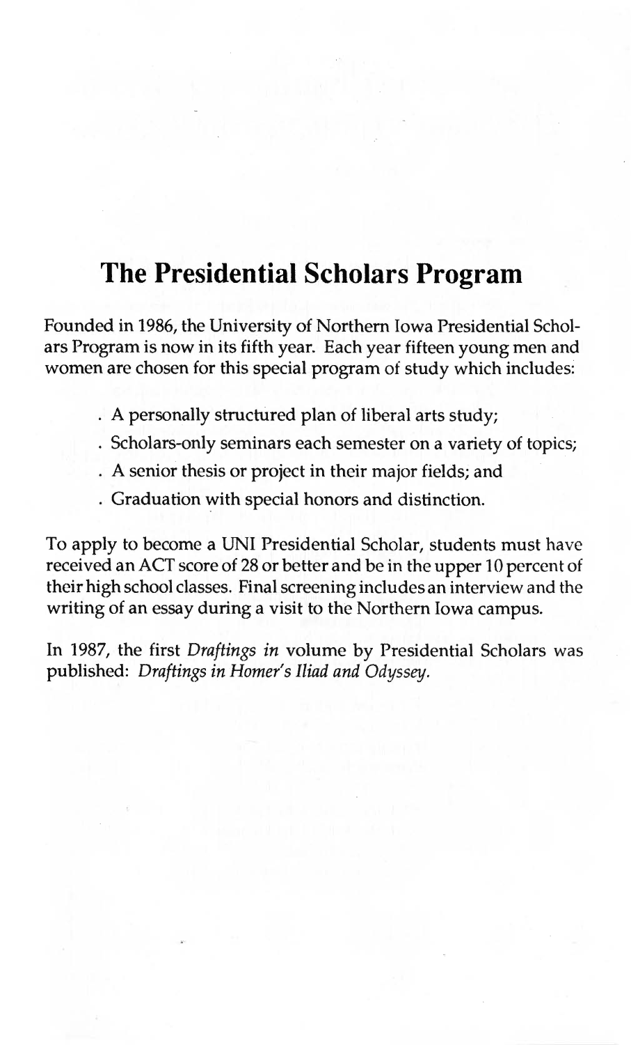# The Presidential Scholars Program

Founded in 1986, the University of Northern Iowa Presidential Scholars Program is now in its fifth year. Each year fifteen young men and women are chosen for this special program of study which includes:

- A personally structured plan of liberal arts study;
- Scholars-only seminars each semester on a variety of topics;
- A senior thesis or project in their major fields; and
- Graduation with special honors and distinction.

To apply to become a UNI Presidential Scholar, students must have received an ACT score of 28 or better and be in the upper 10 percent of their high school classes. Final screening includes an interview and the writing of an essay during a visit to the Northern Iowa campus.

In 1987, the first *Draftings in* volume by Presidential Scholars was published: *Draftings in Homer's Iliad and Odyssey.*